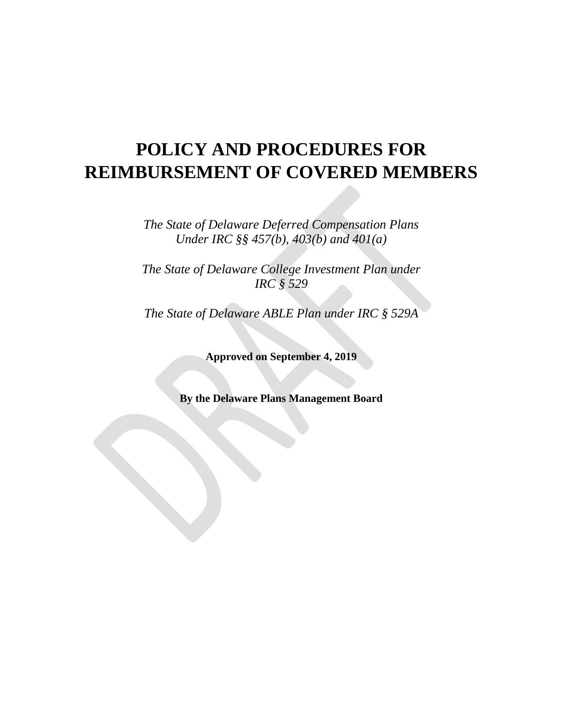# POLICY AND PROCEDURES FOR REIMBURSEMENT OF COVERED MEMBERS

*The State of Delaware Deferred Compensation Plans Under IRC §§ 457(b), 403(b) and 401(a)*

*The State of Delaware College Investment Plan under IRC § 529*

*The State of Delaware ABLE Plan under IRC § 529A*

**Approved on September 4, 2019**

**By the Delaware Plans Management Board**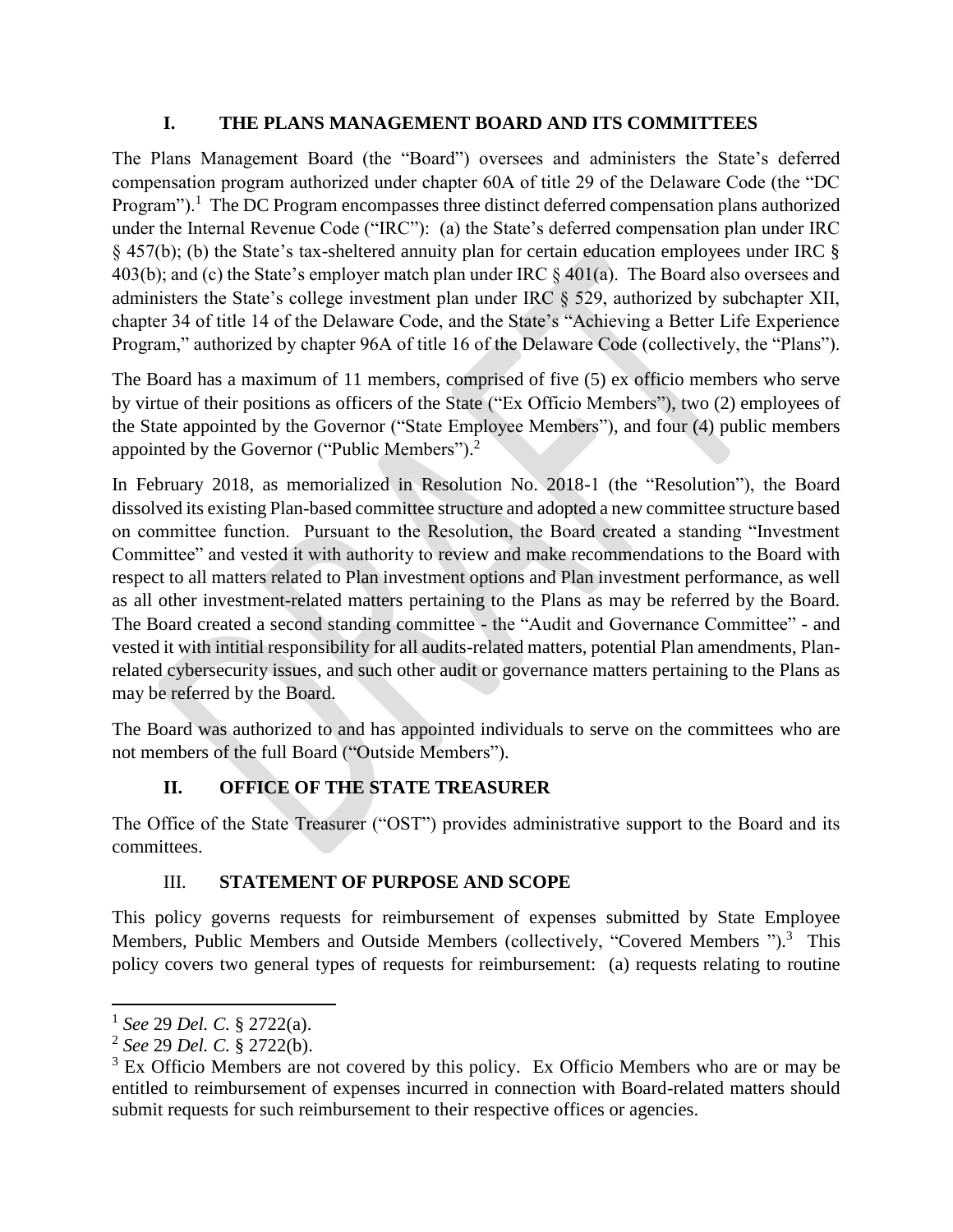## I. THE PLANS MANAGEMENT BOARD AND ITS COMMITTEES

The Plans Management Board (the "Board") oversees and administers the State's deferred compensation program authorized under chapter 60A of title 29 of the Delaware Code (the "DC Program").[1] The DC Program encompasses three distinct deferred compensation plans authorized under the Internal Revenue Code ("IRC"): (a) the State's deferred compensation plan under IRC § 457(b); (b) the State's tax-sheltered annuity plan for certain education employees under IRC § 403(b); and (c) the State's employer match plan under IRC § 401(a). The Board also oversees and administers the State's college investment plan under IRC § 529, authorized by subchapter XII, chapter 34 of title 14 of the Delaware Code, and the State's "Achieving a Better Life Experience Program," authorized by chapter 96A of title 16 of the Delaware Code (collectively, the "Plans").

The Board has a maximum of 11 members, comprised of five (5) ex officio members who serve by virtue of their positions as officers of the State ("Ex Officio Members"), two (2) employees of the State appointed by the Governor ("State Employee Members"), and four (4) public members appointed by the Governor ("Public Members").[2]

In February 2018, as memorialized in Resolution No. 2018-1 (the "Resolution"), the Board dissolved its existing Plan-based committee structure and adopted a new committee structure based on committee function. Pursuant to the Resolution, the Board created a standing "Investment Committee" and vested it with authority to review and make recommendations to the Board with respect to all matters related to Plan investment options and Plan investment performance, as well as all other investment-related matters pertaining to the Plans as may be referred by the Board. The Board created a second standing committee - the "Audit and Governance Committee" - and vested it with intitial responsibility for all audits-related matters, potential Plan amendments, Plan-related cybersecurity issues, and such other audit or governance matters pertaining to the Plans as may be referred by the Board.

The Board was authorized to and has appointed individuals to serve on the committees who are not members of the full Board ("Outside Members").

## II. OFFICE OF THE STATE TREASURER

The Office of the State Treasurer ("OST") provides administrative support to the Board and its committees.

## III. STATEMENT OF PURPOSE AND SCOPE

This policy governs requests for reimbursement of expenses submitted by State Employee Members, Public Members and Outside Members (collectively, "Covered Members ").[3] This policy covers two general types of requests for reimbursement: (a) requests relating to routine

---

[1] *See* 29 *Del. C.* § 2722(a).

[2] *See* 29 *Del. C.* § 2722(b).

[3] Ex Officio Members are not covered by this policy. Ex Officio Members who are or may be entitled to reimbursement of expenses incurred in connection with Board-related matters should submit requests for such reimbursement to their respective offices or agencies.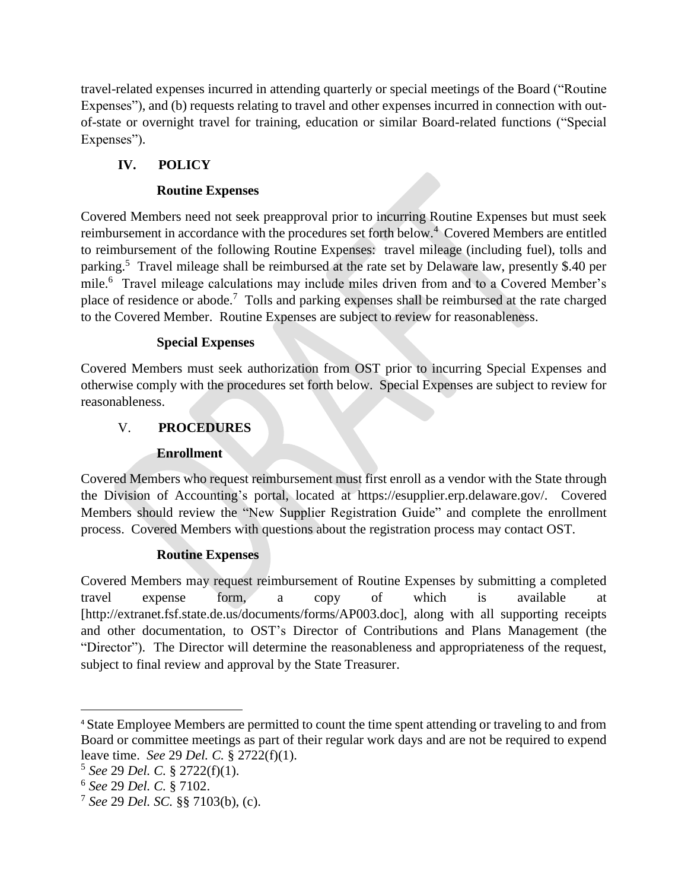travel-related expenses incurred in attending quarterly or special meetings of the Board ("Routine Expenses"), and (b) requests relating to travel and other expenses incurred in connection with out-of-state or overnight travel for training, education or similar Board-related functions ("Special Expenses").

## IV. POLICY

### Routine Expenses

Covered Members need not seek preapproval prior to incurring Routine Expenses but must seek reimbursement in accordance with the procedures set forth below.[4] Covered Members are entitled to reimbursement of the following Routine Expenses: travel mileage (including fuel), tolls and parking.[5] Travel mileage shall be reimbursed at the rate set by Delaware law, presently $.40 per mile.[6] Travel mileage calculations may include miles driven from and to a Covered Member's place of residence or abode.[7] Tolls and parking expenses shall be reimbursed at the rate charged to the Covered Member. Routine Expenses are subject to review for reasonableness.

### Special Expenses

Covered Members must seek authorization from OST prior to incurring Special Expenses and otherwise comply with the procedures set forth below. Special Expenses are subject to review for reasonableness.

## V. PROCEDURES

### Enrollment

Covered Members who request reimbursement must first enroll as a vendor with the State through the Division of Accounting's portal, located at https://esupplier.erp.delaware.gov/. Covered Members should review the "New Supplier Registration Guide" and complete the enrollment process. Covered Members with questions about the registration process may contact OST.

### Routine Expenses

Covered Members may request reimbursement of Routine Expenses by submitting a completed travel expense form, a copy of which is available at [http://extranet.fsf.state.de.us/documents/forms/AP003.doc], along with all supporting receipts and other documentation, to OST's Director of Contributions and Plans Management (the "Director"). The Director will determine the reasonableness and appropriateness of the request, subject to final review and approval by the State Treasurer.

---

[4] State Employee Members are permitted to count the time spent attending or traveling to and from Board or committee meetings as part of their regular work days and are not be required to expend leave time. *See* 29 *Del. C.* § 2722(f)(1).

[5] *See* 29 *Del. C.* § 2722(f)(1).

[6] *See* 29 *Del. C.* § 7102.

[7] *See* 29 *Del. SC.* §§ 7103(b), (c).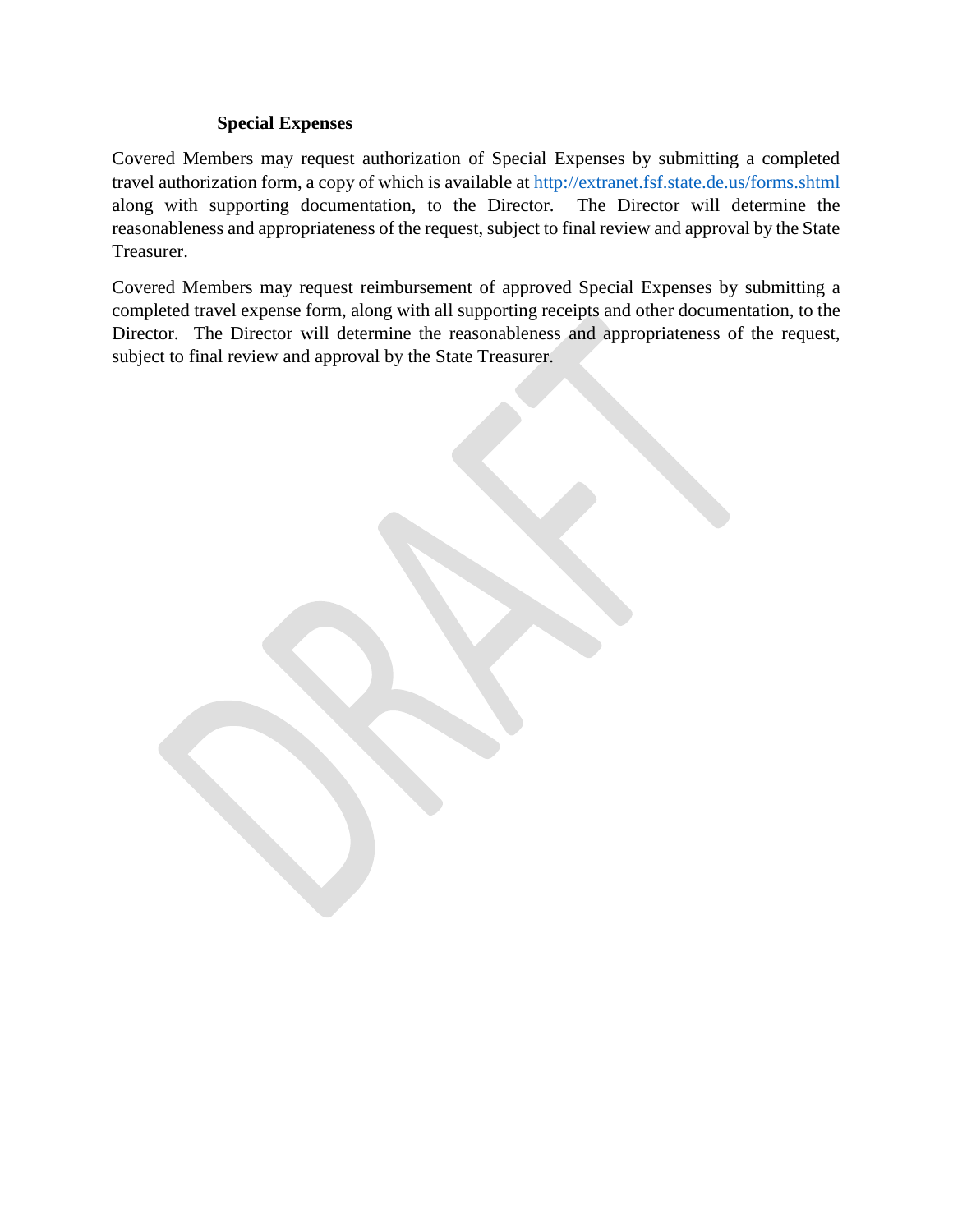### Special Expenses

Covered Members may request authorization of Special Expenses by submitting a completed travel authorization form, a copy of which is available at [http://extranet.fsf.state.de.us/forms.shtml](http://extranet.fsf.state.de.us/forms.shtml) along with supporting documentation, to the Director. The Director will determine the reasonableness and appropriateness of the request, subject to final review and approval by the State Treasurer.

Covered Members may request reimbursement of approved Special Expenses by submitting a completed travel expense form, along with all supporting receipts and other documentation, to the Director. The Director will determine the reasonableness and appropriateness of the request, subject to final review and approval by the State Treasurer.